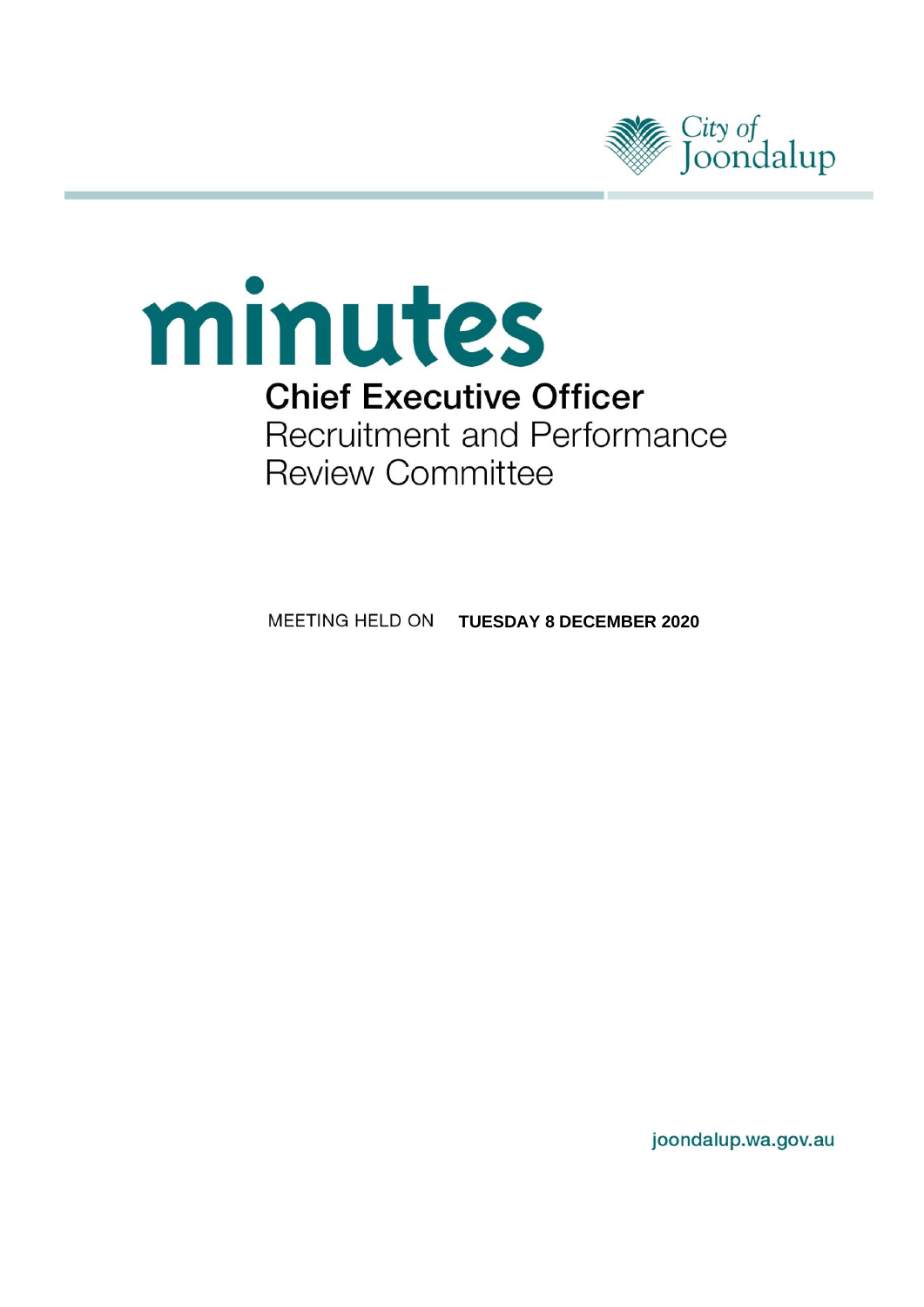City of Joondalup

# minutes

## Chief Executive Officer Recruitment and Performance Review Committee

MEETING HELD ON **TUESDAY 8 DECEMBER 2020**

joondalup.wa.gov.au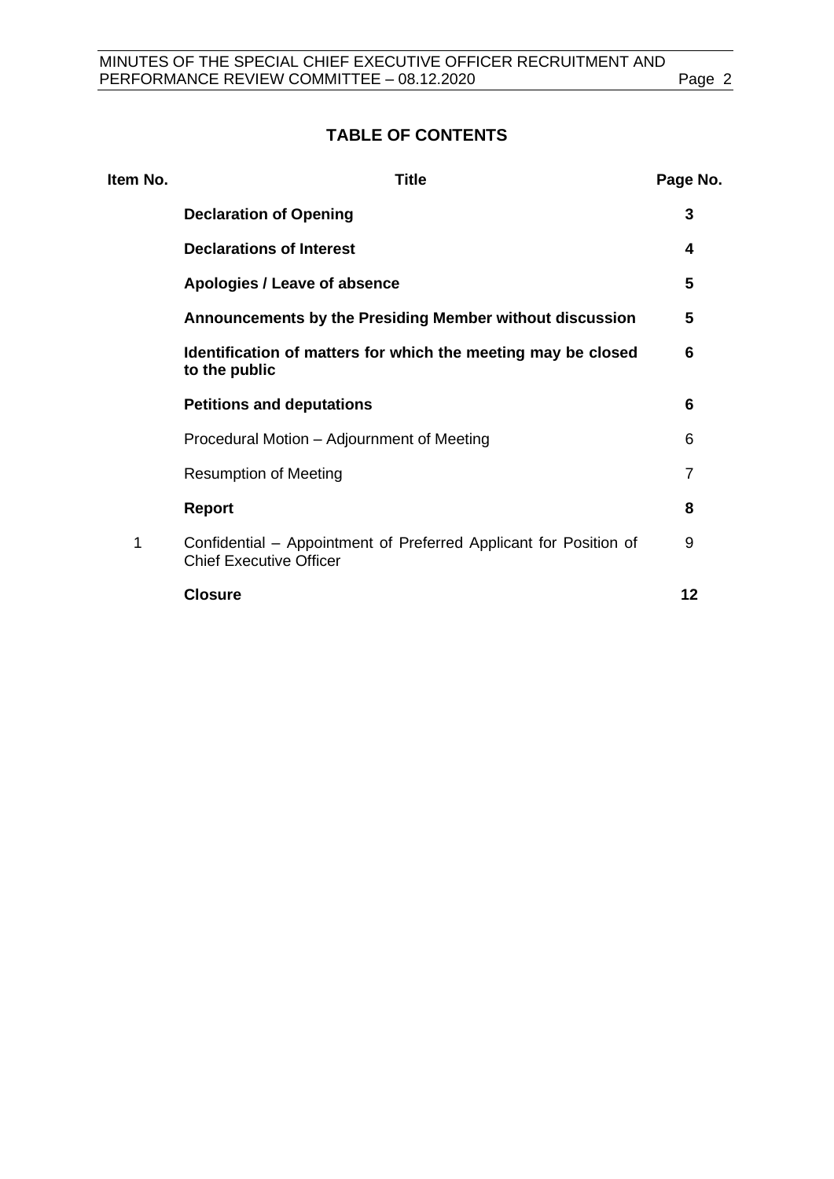# TABLE OF CONTENTS

| Item No. | Title | Page No. |
| --- | --- | --- |
| | **Declaration of Opening** | **3** |
| | **Declarations of Interest** | **4** |
| | **Apologies / Leave of absence** | **5** |
| | **Announcements by the Presiding Member without discussion** | **5** |
| | **Identification of matters for which the meeting may be closed to the public** | **6** |
| | **Petitions and deputations** | **6** |
| | Procedural Motion – Adjournment of Meeting | 6 |
| | Resumption of Meeting | 7 |
| | **Report** | **8** |
| 1 | Confidential – Appointment of Preferred Applicant for Position of Chief Executive Officer | 9 |
| | **Closure** | **12** |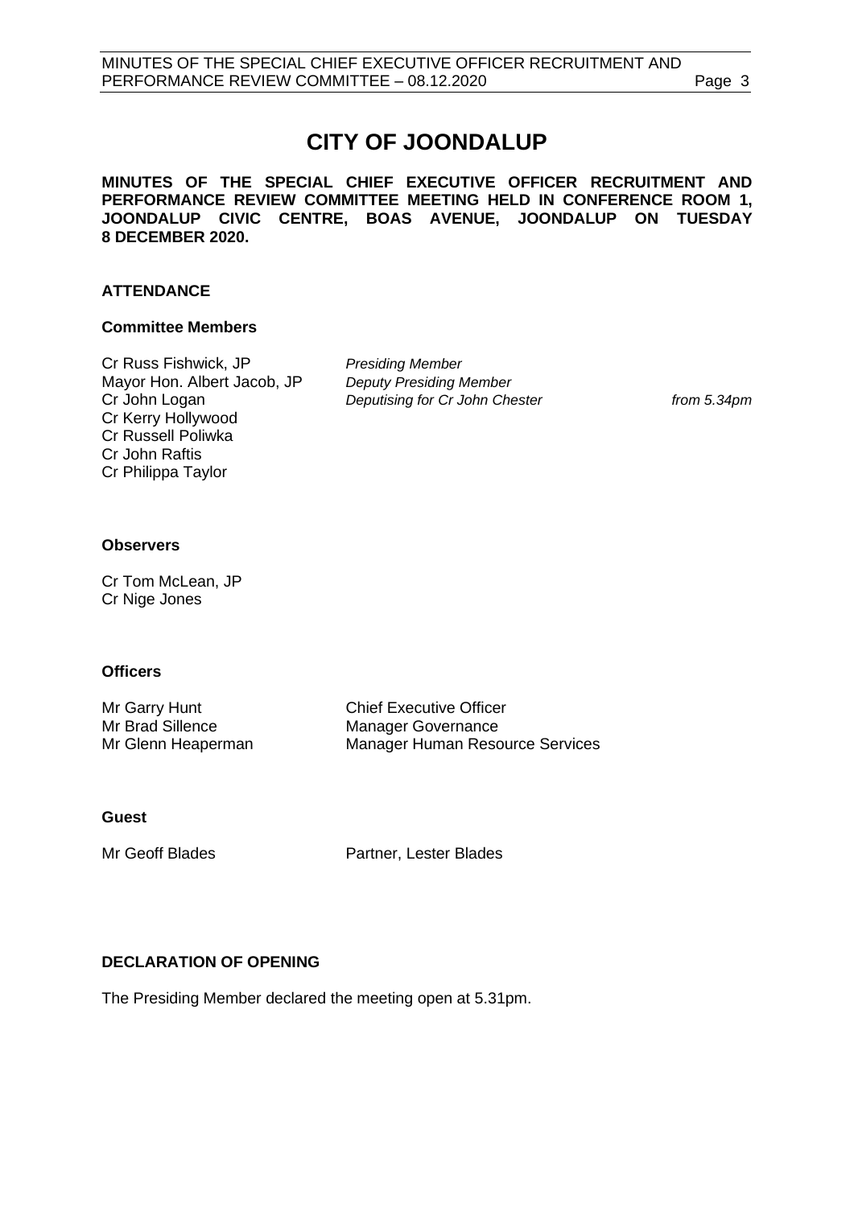# CITY OF JOONDALUP

**MINUTES OF THE SPECIAL CHIEF EXECUTIVE OFFICER RECRUITMENT AND PERFORMANCE REVIEW COMMITTEE MEETING HELD IN CONFERENCE ROOM 1, JOONDALUP CIVIC CENTRE, BOAS AVENUE, JOONDALUP ON TUESDAY 8 DECEMBER 2020.**

## ATTENDANCE

### Committee Members

| | | |
|---|---|---|
| Cr Russ Fishwick, JP | *Presiding Member* | |
| Mayor Hon. Albert Jacob, JP | *Deputy Presiding Member* | |
| Cr John Logan | *Deputising for Cr John Chester* | *from 5.34pm* |
| Cr Kerry Hollywood | | |
| Cr Russell Poliwka | | |
| Cr John Raftis | | |
| Cr Philippa Taylor | | |

### Observers

Cr Tom McLean, JP
Cr Nige Jones

### Officers

| | |
|---|---|
| Mr Garry Hunt | Chief Executive Officer |
| Mr Brad Sillence | Manager Governance |
| Mr Glenn Heaperman | Manager Human Resource Services |

### Guest

| | |
|---|---|
| Mr Geoff Blades | Partner, Lester Blades |

## DECLARATION OF OPENING

The Presiding Member declared the meeting open at 5.31pm.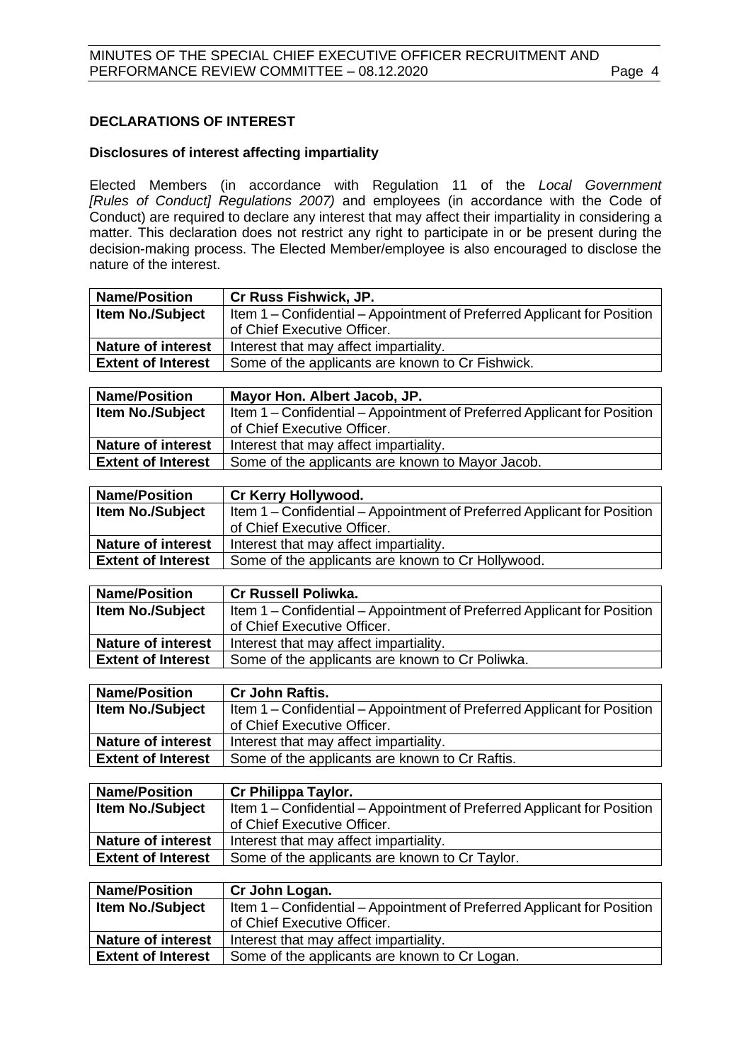## DECLARATIONS OF INTEREST

### Disclosures of interest affecting impartiality

Elected Members (in accordance with Regulation 11 of the *Local Government [Rules of Conduct] Regulations 2007)* and employees (in accordance with the Code of Conduct) are required to declare any interest that may affect their impartiality in considering a matter. This declaration does not restrict any right to participate in or be present during the decision-making process. The Elected Member/employee is also encouraged to disclose the nature of the interest.

| **Name/Position** | **Cr Russ Fishwick, JP.** |
|---|---|
| **Item No./Subject** | Item 1 – Confidential – Appointment of Preferred Applicant for Position of Chief Executive Officer. |
| **Nature of interest** | Interest that may affect impartiality. |
| **Extent of Interest** | Some of the applicants are known to Cr Fishwick. |

| **Name/Position** | **Mayor Hon. Albert Jacob, JP.** |
|---|---|
| **Item No./Subject** | Item 1 – Confidential – Appointment of Preferred Applicant for Position of Chief Executive Officer. |
| **Nature of interest** | Interest that may affect impartiality. |
| **Extent of Interest** | Some of the applicants are known to Mayor Jacob. |

| **Name/Position** | **Cr Kerry Hollywood.** |
|---|---|
| **Item No./Subject** | Item 1 – Confidential – Appointment of Preferred Applicant for Position of Chief Executive Officer. |
| **Nature of interest** | Interest that may affect impartiality. |
| **Extent of Interest** | Some of the applicants are known to Cr Hollywood. |

| **Name/Position** | **Cr Russell Poliwka.** |
|---|---|
| **Item No./Subject** | Item 1 – Confidential – Appointment of Preferred Applicant for Position of Chief Executive Officer. |
| **Nature of interest** | Interest that may affect impartiality. |
| **Extent of Interest** | Some of the applicants are known to Cr Poliwka. |

| **Name/Position** | **Cr John Raftis.** |
|---|---|
| **Item No./Subject** | Item 1 – Confidential – Appointment of Preferred Applicant for Position of Chief Executive Officer. |
| **Nature of interest** | Interest that may affect impartiality. |
| **Extent of Interest** | Some of the applicants are known to Cr Raftis. |

| **Name/Position** | **Cr Philippa Taylor.** |
|---|---|
| **Item No./Subject** | Item 1 – Confidential – Appointment of Preferred Applicant for Position of Chief Executive Officer. |
| **Nature of interest** | Interest that may affect impartiality. |
| **Extent of Interest** | Some of the applicants are known to Cr Taylor. |

| **Name/Position** | **Cr John Logan.** |
|---|---|
| **Item No./Subject** | Item 1 – Confidential – Appointment of Preferred Applicant for Position of Chief Executive Officer. |
| **Nature of interest** | Interest that may affect impartiality. |
| **Extent of Interest** | Some of the applicants are known to Cr Logan. |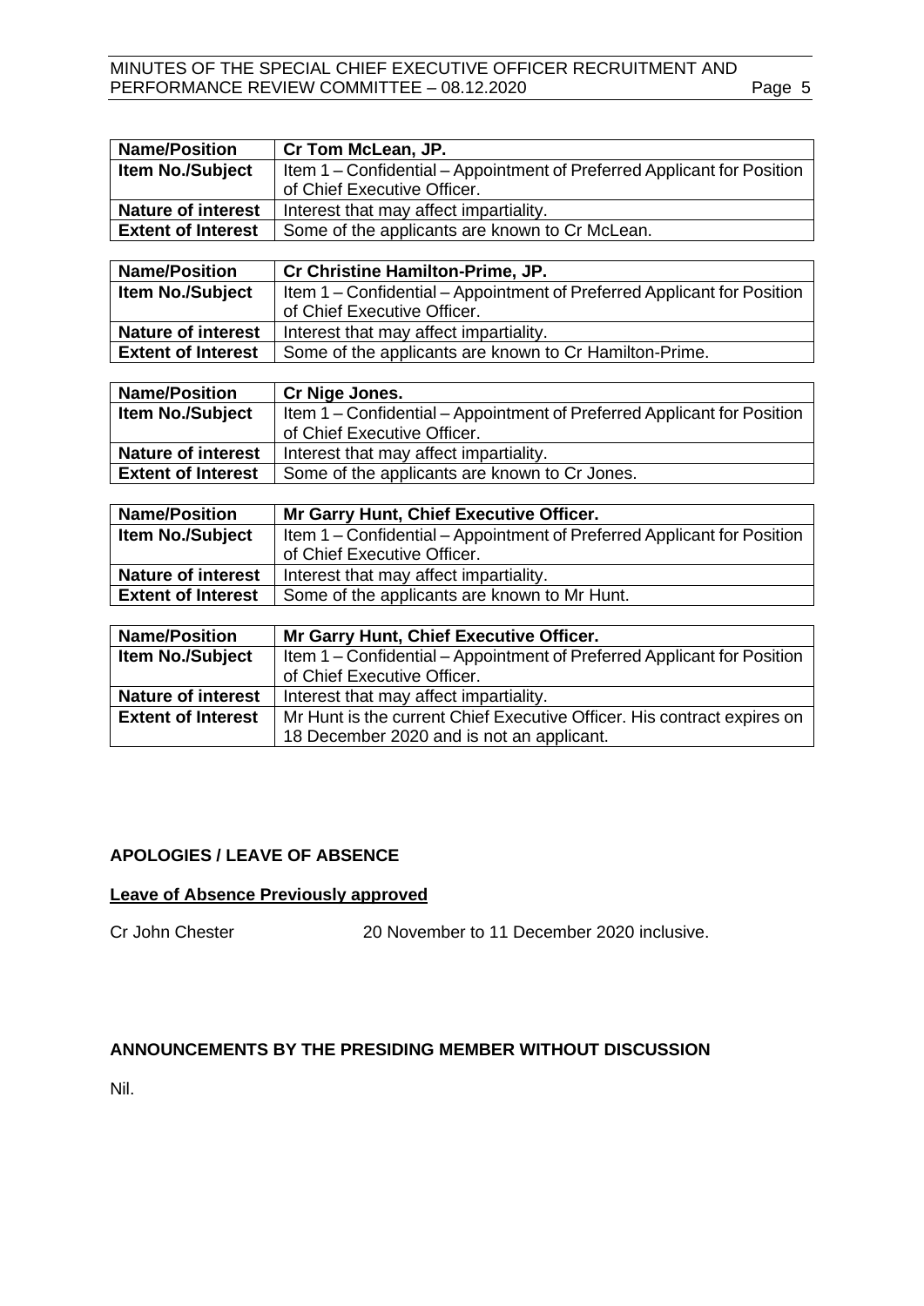| Name/Position | Cr Tom McLean, JP. |
| --- | --- |
| Item No./Subject | Item 1 – Confidential – Appointment of Preferred Applicant for Position of Chief Executive Officer. |
| Nature of interest | Interest that may affect impartiality. |
| Extent of Interest | Some of the applicants are known to Cr McLean. |

| Name/Position | Cr Christine Hamilton-Prime, JP. |
| --- | --- |
| Item No./Subject | Item 1 – Confidential – Appointment of Preferred Applicant for Position of Chief Executive Officer. |
| Nature of interest | Interest that may affect impartiality. |
| Extent of Interest | Some of the applicants are known to Cr Hamilton-Prime. |

| Name/Position | Cr Nige Jones. |
| --- | --- |
| Item No./Subject | Item 1 – Confidential – Appointment of Preferred Applicant for Position of Chief Executive Officer. |
| Nature of interest | Interest that may affect impartiality. |
| Extent of Interest | Some of the applicants are known to Cr Jones. |

| Name/Position | Mr Garry Hunt, Chief Executive Officer. |
| --- | --- |
| Item No./Subject | Item 1 – Confidential – Appointment of Preferred Applicant for Position of Chief Executive Officer. |
| Nature of interest | Interest that may affect impartiality. |
| Extent of Interest | Some of the applicants are known to Mr Hunt. |

| Name/Position | Mr Garry Hunt, Chief Executive Officer. |
| --- | --- |
| Item No./Subject | Item 1 – Confidential – Appointment of Preferred Applicant for Position of Chief Executive Officer. |
| Nature of interest | Interest that may affect impartiality. |
| Extent of Interest | Mr Hunt is the current Chief Executive Officer. His contract expires on 18 December 2020 and is not an applicant. |

## APOLOGIES / LEAVE OF ABSENCE

**Leave of Absence Previously approved**

Cr John Chester 20 November to 11 December 2020 inclusive.

## ANNOUNCEMENTS BY THE PRESIDING MEMBER WITHOUT DISCUSSION

Nil.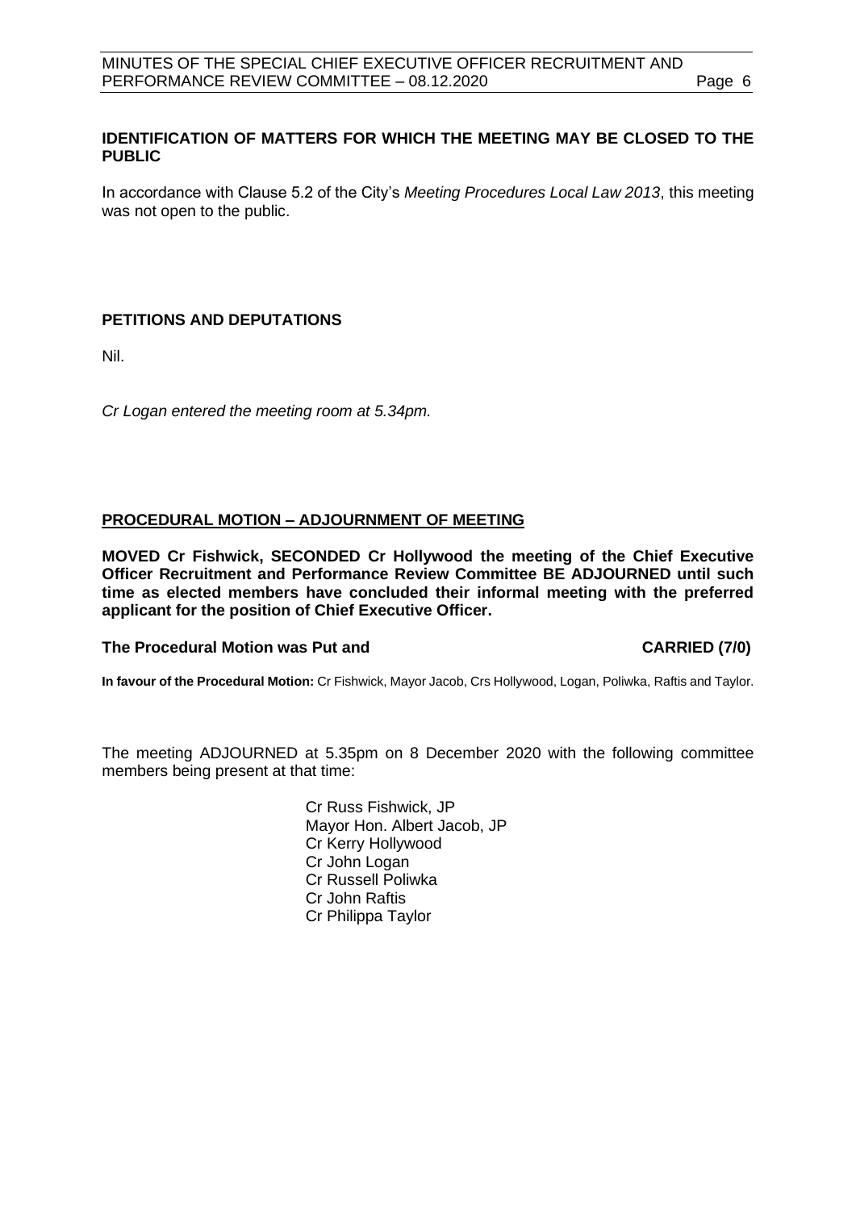## IDENTIFICATION OF MATTERS FOR WHICH THE MEETING MAY BE CLOSED TO THE PUBLIC

In accordance with Clause 5.2 of the City's *Meeting Procedures Local Law 2013*, this meeting was not open to the public.

## PETITIONS AND DEPUTATIONS

Nil.

*Cr Logan entered the meeting room at 5.34pm.*

## PROCEDURAL MOTION – ADJOURNMENT OF MEETING

**MOVED Cr Fishwick, SECONDED Cr Hollywood the meeting of the Chief Executive Officer Recruitment and Performance Review Committee BE ADJOURNED until such time as elected members have concluded their informal meeting with the preferred applicant for the position of Chief Executive Officer.**

**The Procedural Motion was Put and CARRIED (7/0)**

**In favour of the Procedural Motion:** Cr Fishwick, Mayor Jacob, Crs Hollywood, Logan, Poliwka, Raftis and Taylor.

The meeting ADJOURNED at 5.35pm on 8 December 2020 with the following committee members being present at that time:

Cr Russ Fishwick, JP
Mayor Hon. Albert Jacob, JP
Cr Kerry Hollywood
Cr John Logan
Cr Russell Poliwka
Cr John Raftis
Cr Philippa Taylor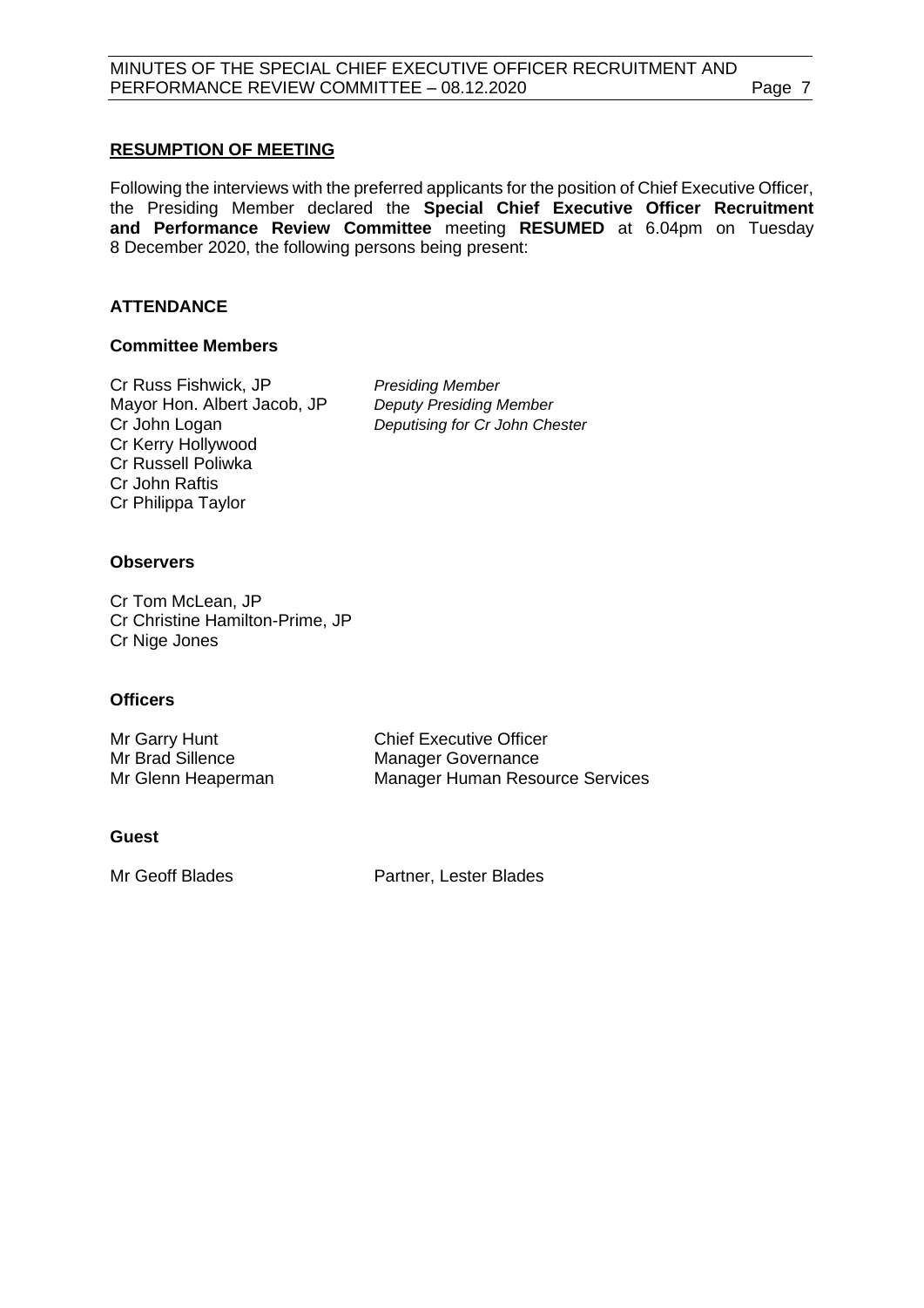## RESUMPTION OF MEETING

Following the interviews with the preferred applicants for the position of Chief Executive Officer, the Presiding Member declared the **Special Chief Executive Officer Recruitment and Performance Review Committee** meeting **RESUMED** at 6.04pm on Tuesday 8 December 2020, the following persons being present:

## ATTENDANCE

### Committee Members

Cr Russ Fishwick, JP *Presiding Member*
Mayor Hon. Albert Jacob, JP *Deputy Presiding Member*
Cr John Logan *Deputising for Cr John Chester*
Cr Kerry Hollywood
Cr Russell Poliwka
Cr John Raftis
Cr Philippa Taylor

### Observers

Cr Tom McLean, JP
Cr Christine Hamilton-Prime, JP
Cr Nige Jones

### Officers

Mr Garry Hunt Chief Executive Officer
Mr Brad Sillence Manager Governance
Mr Glenn Heaperman Manager Human Resource Services

### Guest

Mr Geoff Blades Partner, Lester Blades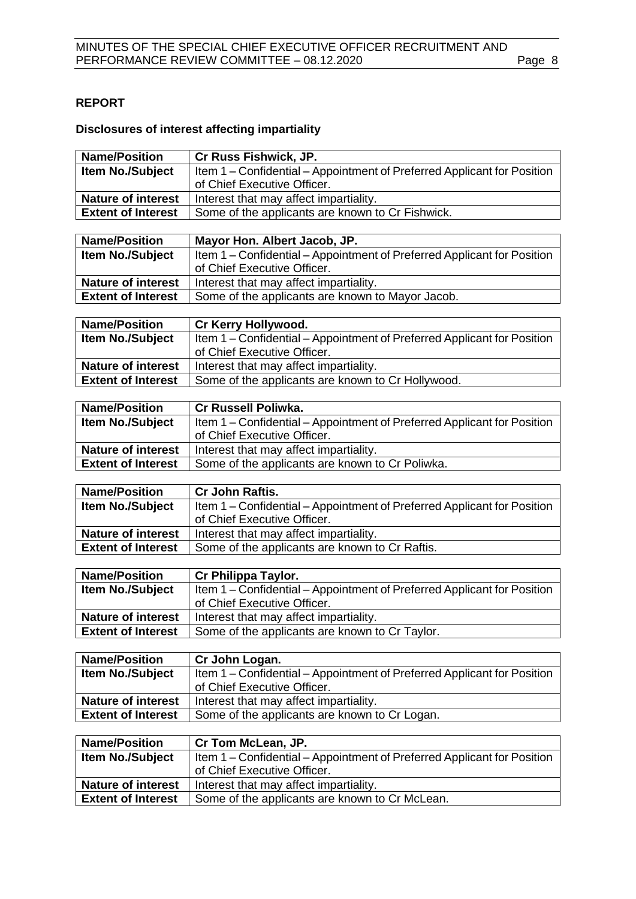## REPORT

### Disclosures of interest affecting impartiality

| Name/Position | Cr Russ Fishwick, JP. |
|---|---|
| Item No./Subject | Item 1 – Confidential – Appointment of Preferred Applicant for Position of Chief Executive Officer. |
| Nature of interest | Interest that may affect impartiality. |
| Extent of Interest | Some of the applicants are known to Cr Fishwick. |

| Name/Position | Mayor Hon. Albert Jacob, JP. |
|---|---|
| Item No./Subject | Item 1 – Confidential – Appointment of Preferred Applicant for Position of Chief Executive Officer. |
| Nature of interest | Interest that may affect impartiality. |
| Extent of Interest | Some of the applicants are known to Mayor Jacob. |

| Name/Position | Cr Kerry Hollywood. |
|---|---|
| Item No./Subject | Item 1 – Confidential – Appointment of Preferred Applicant for Position of Chief Executive Officer. |
| Nature of interest | Interest that may affect impartiality. |
| Extent of Interest | Some of the applicants are known to Cr Hollywood. |

| Name/Position | Cr Russell Poliwka. |
|---|---|
| Item No./Subject | Item 1 – Confidential – Appointment of Preferred Applicant for Position of Chief Executive Officer. |
| Nature of interest | Interest that may affect impartiality. |
| Extent of Interest | Some of the applicants are known to Cr Poliwka. |

| Name/Position | Cr John Raftis. |
|---|---|
| Item No./Subject | Item 1 – Confidential – Appointment of Preferred Applicant for Position of Chief Executive Officer. |
| Nature of interest | Interest that may affect impartiality. |
| Extent of Interest | Some of the applicants are known to Cr Raftis. |

| Name/Position | Cr Philippa Taylor. |
|---|---|
| Item No./Subject | Item 1 – Confidential – Appointment of Preferred Applicant for Position of Chief Executive Officer. |
| Nature of interest | Interest that may affect impartiality. |
| Extent of Interest | Some of the applicants are known to Cr Taylor. |

| Name/Position | Cr John Logan. |
|---|---|
| Item No./Subject | Item 1 – Confidential – Appointment of Preferred Applicant for Position of Chief Executive Officer. |
| Nature of interest | Interest that may affect impartiality. |
| Extent of Interest | Some of the applicants are known to Cr Logan. |

| Name/Position | Cr Tom McLean, JP. |
|---|---|
| Item No./Subject | Item 1 – Confidential – Appointment of Preferred Applicant for Position of Chief Executive Officer. |
| Nature of interest | Interest that may affect impartiality. |
| Extent of Interest | Some of the applicants are known to Cr McLean. |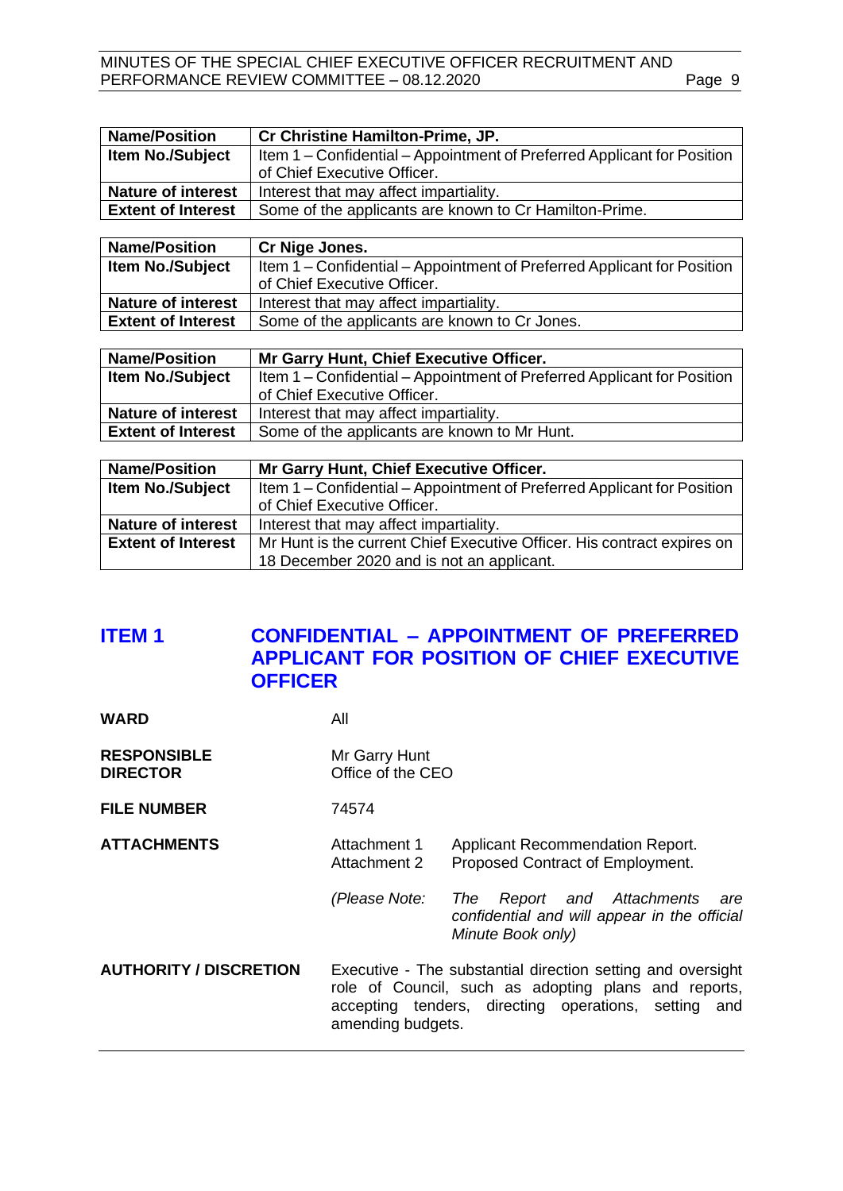| Name/Position | Cr Christine Hamilton-Prime, JP. |
|---|---|
| Item No./Subject | Item 1 – Confidential – Appointment of Preferred Applicant for Position of Chief Executive Officer. |
| Nature of interest | Interest that may affect impartiality. |
| Extent of Interest | Some of the applicants are known to Cr Hamilton-Prime. |

| Name/Position | Cr Nige Jones. |
|---|---|
| Item No./Subject | Item 1 – Confidential – Appointment of Preferred Applicant for Position of Chief Executive Officer. |
| Nature of interest | Interest that may affect impartiality. |
| Extent of Interest | Some of the applicants are known to Cr Jones. |

| Name/Position | Mr Garry Hunt, Chief Executive Officer. |
|---|---|
| Item No./Subject | Item 1 – Confidential – Appointment of Preferred Applicant for Position of Chief Executive Officer. |
| Nature of interest | Interest that may affect impartiality. |
| Extent of Interest | Some of the applicants are known to Mr Hunt. |

| Name/Position | Mr Garry Hunt, Chief Executive Officer. |
|---|---|
| Item No./Subject | Item 1 – Confidential – Appointment of Preferred Applicant for Position of Chief Executive Officer. |
| Nature of interest | Interest that may affect impartiality. |
| Extent of Interest | Mr Hunt is the current Chief Executive Officer. His contract expires on 18 December 2020 and is not an applicant. |

## ITEM 1 CONFIDENTIAL – APPOINTMENT OF PREFERRED APPLICANT FOR POSITION OF CHIEF EXECUTIVE OFFICER

**WARD** All

**RESPONSIBLE DIRECTOR** Mr Garry Hunt
Office of the CEO

**FILE NUMBER** 74574

**ATTACHMENTS**
Attachment 1 Applicant Recommendation Report.
Attachment 2 Proposed Contract of Employment.

*(Please Note: The Report and Attachments are confidential and will appear in the official Minute Book only)*

**AUTHORITY / DISCRETION** Executive - The substantial direction setting and oversight role of Council, such as adopting plans and reports, accepting tenders, directing operations, setting and amending budgets.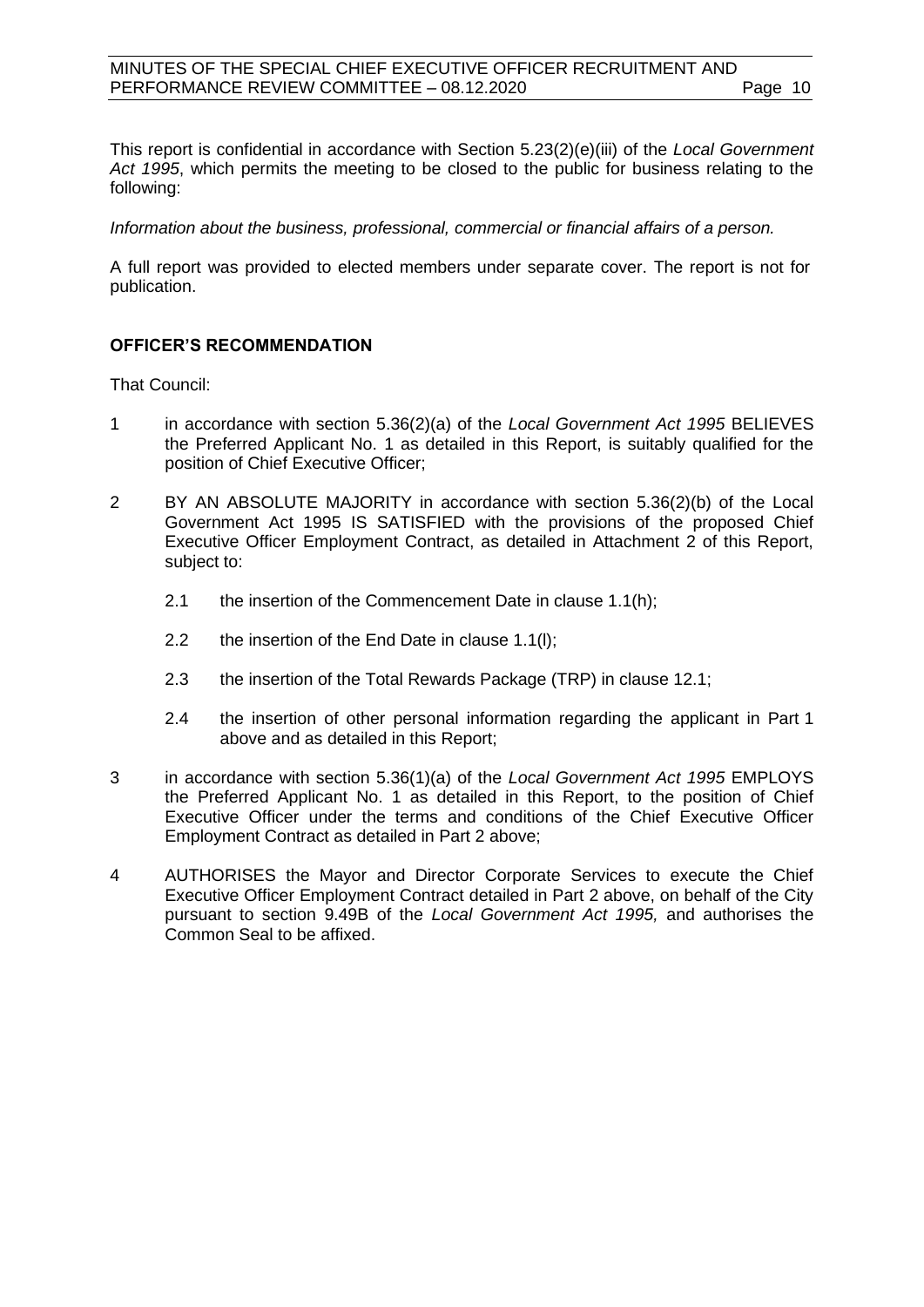This report is confidential in accordance with Section 5.23(2)(e)(iii) of the *Local Government Act 1995*, which permits the meeting to be closed to the public for business relating to the following:

*Information about the business, professional, commercial or financial affairs of a person.*

A full report was provided to elected members under separate cover. The report is not for publication.

**OFFICER'S RECOMMENDATION**

That Council:

1 in accordance with section 5.36(2)(a) of the *Local Government Act 1995* BELIEVES the Preferred Applicant No. 1 as detailed in this Report, is suitably qualified for the position of Chief Executive Officer;

2 BY AN ABSOLUTE MAJORITY in accordance with section 5.36(2)(b) of the Local Government Act 1995 IS SATISFIED with the provisions of the proposed Chief Executive Officer Employment Contract, as detailed in Attachment 2 of this Report, subject to:

   2.1 the insertion of the Commencement Date in clause 1.1(h);

   2.2 the insertion of the End Date in clause 1.1(l);

   2.3 the insertion of the Total Rewards Package (TRP) in clause 12.1;

   2.4 the insertion of other personal information regarding the applicant in Part 1 above and as detailed in this Report;

3 in accordance with section 5.36(1)(a) of the *Local Government Act 1995* EMPLOYS the Preferred Applicant No. 1 as detailed in this Report, to the position of Chief Executive Officer under the terms and conditions of the Chief Executive Officer Employment Contract as detailed in Part 2 above;

4 AUTHORISES the Mayor and Director Corporate Services to execute the Chief Executive Officer Employment Contract detailed in Part 2 above, on behalf of the City pursuant to section 9.49B of the *Local Government Act 1995,* and authorises the Common Seal to be affixed.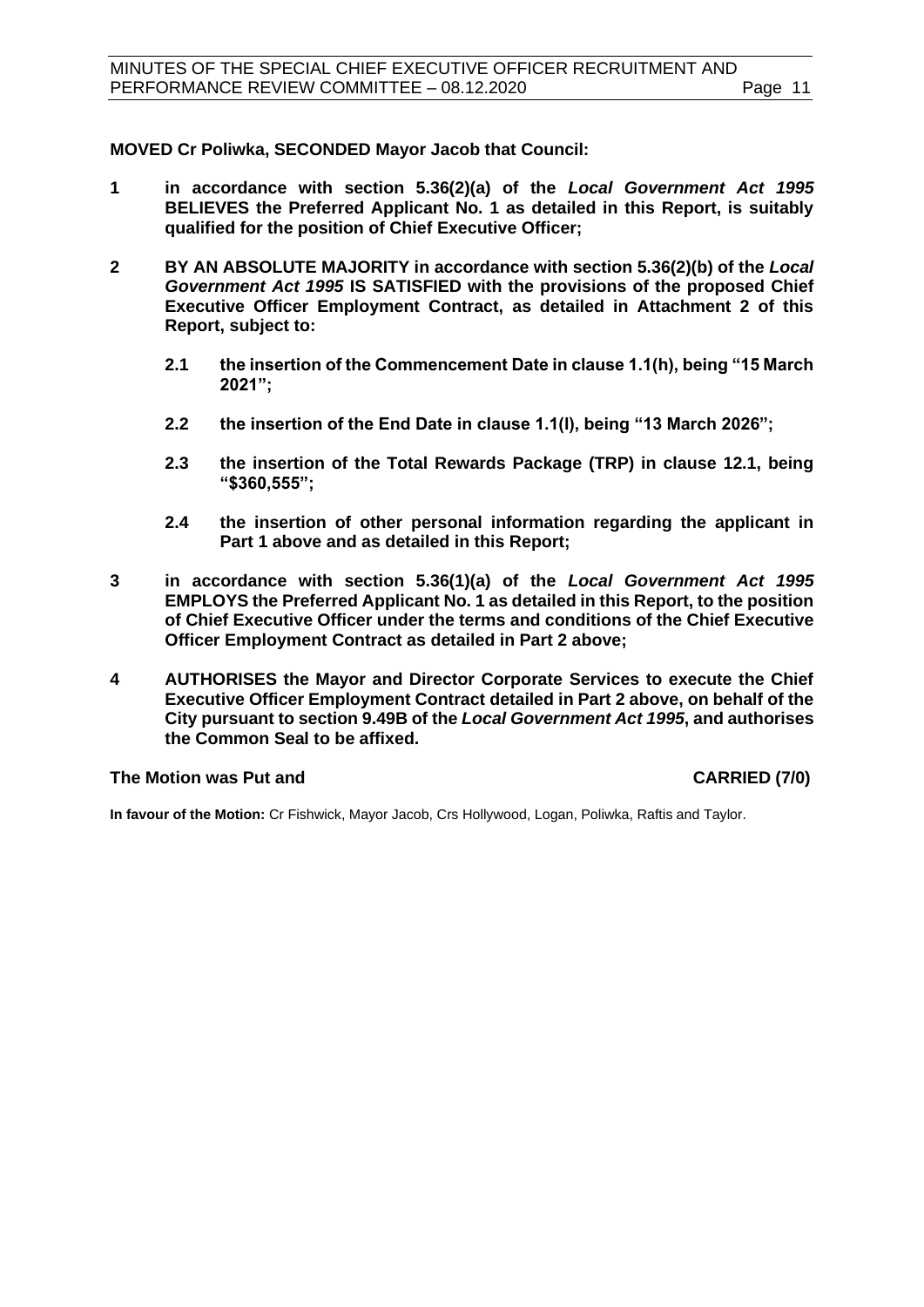**MOVED Cr Poliwka, SECONDED Mayor Jacob that Council:**

**1 in accordance with section 5.36(2)(a) of the *Local Government Act 1995* BELIEVES the Preferred Applicant No. 1 as detailed in this Report, is suitably qualified for the position of Chief Executive Officer;**

**2 BY AN ABSOLUTE MAJORITY in accordance with section 5.36(2)(b) of the *Local Government Act 1995* IS SATISFIED with the provisions of the proposed Chief Executive Officer Employment Contract, as detailed in Attachment 2 of this Report, subject to:**

**2.1 the insertion of the Commencement Date in clause 1.1(h), being "15 March 2021";**

**2.2 the insertion of the End Date in clause 1.1(l), being "13 March 2026";**

**2.3 the insertion of the Total Rewards Package (TRP) in clause 12.1, being "$360,555";**

**2.4 the insertion of other personal information regarding the applicant in Part 1 above and as detailed in this Report;**

**3 in accordance with section 5.36(1)(a) of the *Local Government Act 1995* EMPLOYS the Preferred Applicant No. 1 as detailed in this Report, to the position of Chief Executive Officer under the terms and conditions of the Chief Executive Officer Employment Contract as detailed in Part 2 above;**

**4 AUTHORISES the Mayor and Director Corporate Services to execute the Chief Executive Officer Employment Contract detailed in Part 2 above, on behalf of the City pursuant to section 9.49B of the *Local Government Act 1995*, and authorises the Common Seal to be affixed.**

**The Motion was Put and CARRIED (7/0)**

**In favour of the Motion:** Cr Fishwick, Mayor Jacob, Crs Hollywood, Logan, Poliwka, Raftis and Taylor.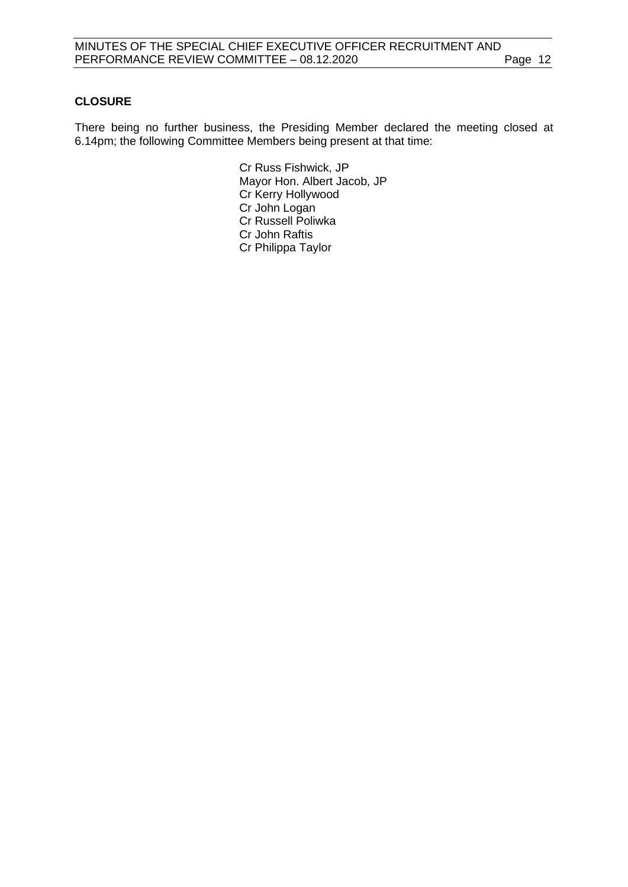**CLOSURE**

There being no further business, the Presiding Member declared the meeting closed at 6.14pm; the following Committee Members being present at that time:

Cr Russ Fishwick, JP
Mayor Hon. Albert Jacob, JP
Cr Kerry Hollywood
Cr John Logan
Cr Russell Poliwka
Cr John Raftis
Cr Philippa Taylor